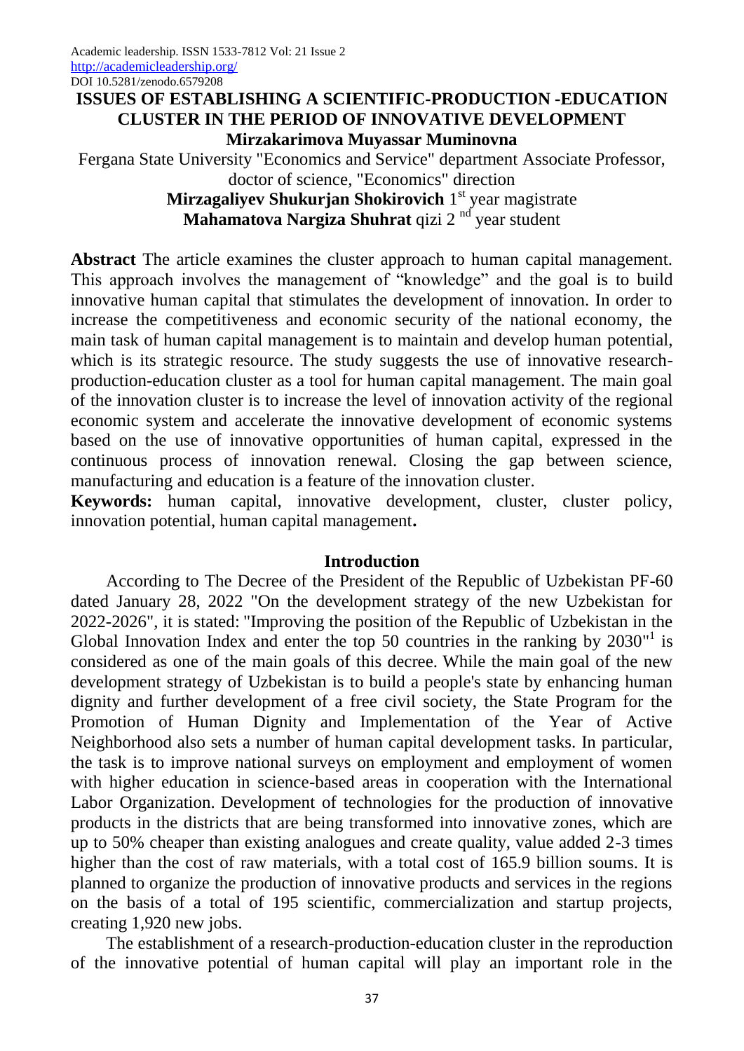# ISSUES OF ESTABLISHING A SCIENTIFIC-PRODUCTION -EDUCATION CLUSTER IN THE PERIOD OF INNOVATIVE DEVELOPMENT

**Mirzakarimova Muyassar Muminovna**

Fergana State University "Economics and Service" department Associate Professor, doctor of science, "Economics" direction

**Mirzagaliyev Shukurjan Shokirovich** 1st year magistrate

**Mahamatova Nargiza Shuhrat** qizi 2 nd year student

**Abstract** The article examines the cluster approach to human capital management. This approach involves the management of "knowledge" and the goal is to build innovative human capital that stimulates the development of innovation. In order to increase the competitiveness and economic security of the national economy, the main task of human capital management is to maintain and develop human potential, which is its strategic resource. The study suggests the use of innovative research-production-education cluster as a tool for human capital management. The main goal of the innovation cluster is to increase the level of innovation activity of the regional economic system and accelerate the innovative development of economic systems based on the use of innovative opportunities of human capital, expressed in the continuous process of innovation renewal. Closing the gap between science, manufacturing and education is a feature of the innovation cluster.

**Keywords:** human capital, innovative development, cluster, cluster policy, innovation potential, human capital management**.**

## Introduction

According to The Decree of the President of the Republic of Uzbekistan PF-60 dated January 28, 2022 "On the development strategy of the new Uzbekistan for 2022-2026", it is stated: "Improving the position of the Republic of Uzbekistan in the Global Innovation Index and enter the top 50 countries in the ranking by 2030"[1] is considered as one of the main goals of this decree. While the main goal of the new development strategy of Uzbekistan is to build a people's state by enhancing human dignity and further development of a free civil society, the State Program for the Promotion of Human Dignity and Implementation of the Year of Active Neighborhood also sets a number of human capital development tasks. In particular, the task is to improve national surveys on employment and employment of women with higher education in science-based areas in cooperation with the International Labor Organization. Development of technologies for the production of innovative products in the districts that are being transformed into innovative zones, which are up to 50% cheaper than existing analogues and create quality, value added 2-3 times higher than the cost of raw materials, with a total cost of 165.9 billion soums. It is planned to organize the production of innovative products and services in the regions on the basis of a total of 195 scientific, commercialization and startup projects, creating 1,920 new jobs.

The establishment of a research-production-education cluster in the reproduction of the innovative potential of human capital will play an important role in the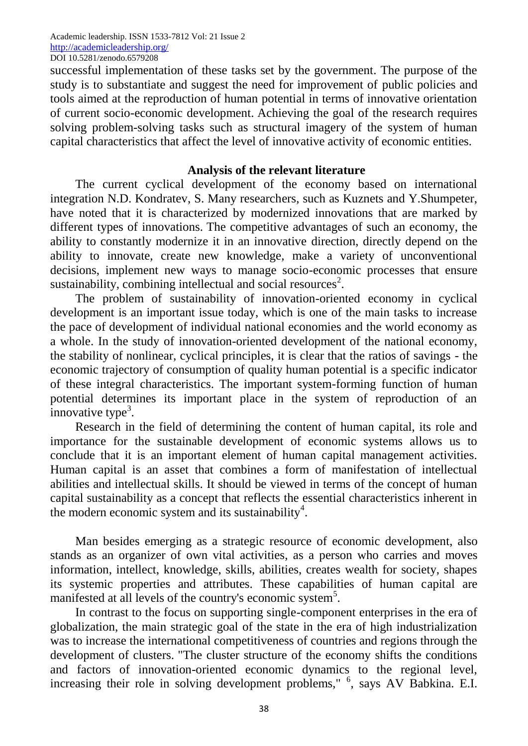successful implementation of these tasks set by the government. The purpose of the study is to substantiate and suggest the need for improvement of public policies and tools aimed at the reproduction of human potential in terms of innovative orientation of current socio-economic development. Achieving the goal of the research requires solving problem-solving tasks such as structural imagery of the system of human capital characteristics that affect the level of innovative activity of economic entities.

## Analysis of the relevant literature

The current cyclical development of the economy based on international integration N.D. Kondratev, S. Many researchers, such as Kuznets and Y.Shumpeter, have noted that it is characterized by modernized innovations that are marked by different types of innovations. The competitive advantages of such an economy, the ability to constantly modernize it in an innovative direction, directly depend on the ability to innovate, create new knowledge, make a variety of unconventional decisions, implement new ways to manage socio-economic processes that ensure sustainability, combining intellectual and social resources[2].

The problem of sustainability of innovation-oriented economy in cyclical development is an important issue today, which is one of the main tasks to increase the pace of development of individual national economies and the world economy as a whole. In the study of innovation-oriented development of the national economy, the stability of nonlinear, cyclical principles, it is clear that the ratios of savings - the economic trajectory of consumption of quality human potential is a specific indicator of these integral characteristics. The important system-forming function of human potential determines its important place in the system of reproduction of an innovative type[3].

Research in the field of determining the content of human capital, its role and importance for the sustainable development of economic systems allows us to conclude that it is an important element of human capital management activities. Human capital is an asset that combines a form of manifestation of intellectual abilities and intellectual skills. It should be viewed in terms of the concept of human capital sustainability as a concept that reflects the essential characteristics inherent in the modern economic system and its sustainability[4].

Man besides emerging as a strategic resource of economic development, also stands as an organizer of own vital activities, as a person who carries and moves information, intellect, knowledge, skills, abilities, creates wealth for society, shapes its systemic properties and attributes. These capabilities of human capital are manifested at all levels of the country's economic system[5].

In contrast to the focus on supporting single-component enterprises in the era of globalization, the main strategic goal of the state in the era of high industrialization was to increase the international competitiveness of countries and regions through the development of clusters. "The cluster structure of the economy shifts the conditions and factors of innovation-oriented economic dynamics to the regional level, increasing their role in solving development problems," [6], says AV Babkina. E.I.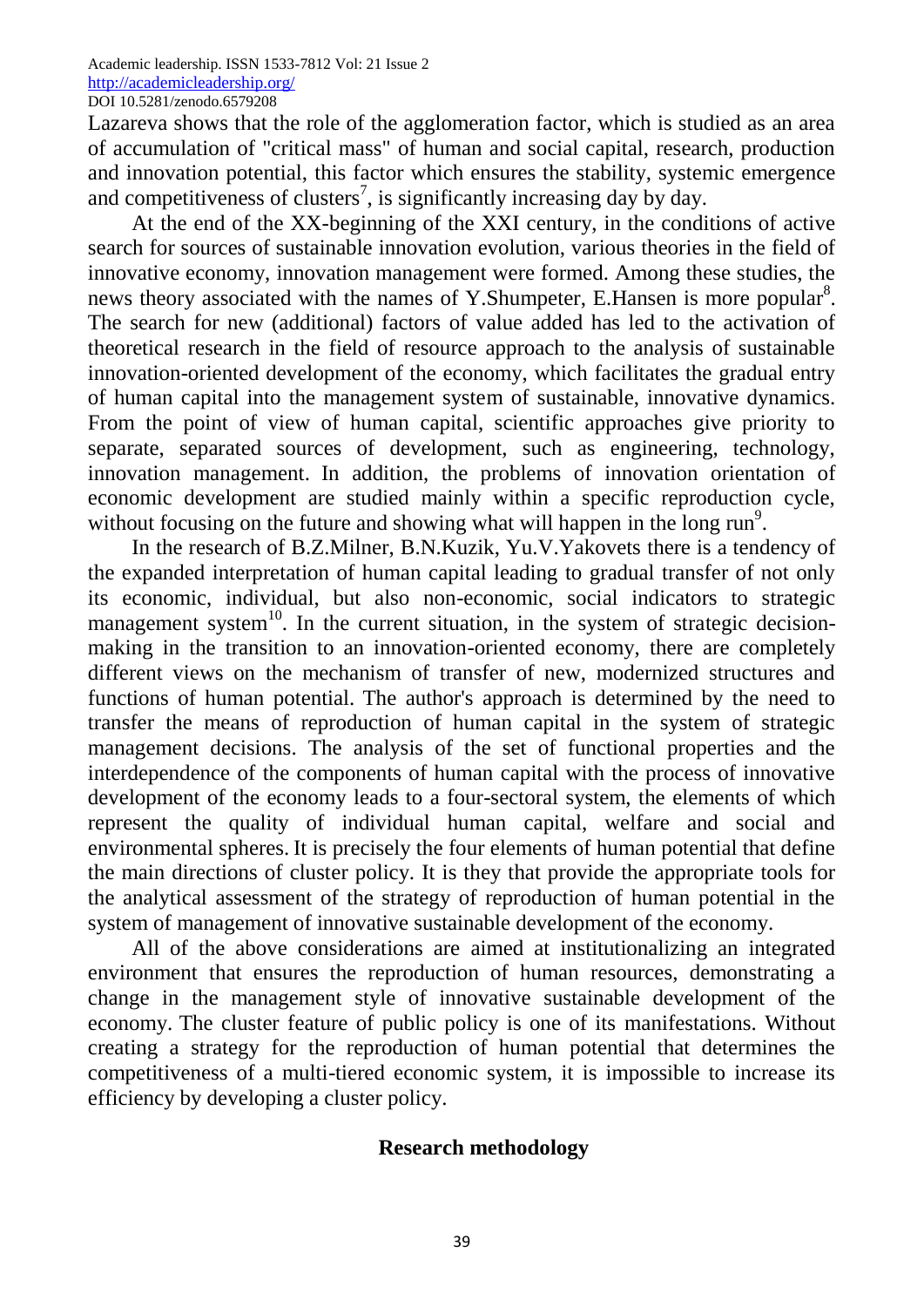Lazareva shows that the role of the agglomeration factor, which is studied as an area of accumulation of "critical mass" of human and social capital, research, production and innovation potential, this factor which ensures the stability, systemic emergence and competitiveness of clusters[7], is significantly increasing day by day.

At the end of the XX-beginning of the XXI century, in the conditions of active search for sources of sustainable innovation evolution, various theories in the field of innovative economy, innovation management were formed. Among these studies, the news theory associated with the names of Y.Shumpeter, E.Hansen is more popular[8]. The search for new (additional) factors of value added has led to the activation of theoretical research in the field of resource approach to the analysis of sustainable innovation-oriented development of the economy, which facilitates the gradual entry of human capital into the management system of sustainable, innovative dynamics. From the point of view of human capital, scientific approaches give priority to separate, separated sources of development, such as engineering, technology, innovation management. In addition, the problems of innovation orientation of economic development are studied mainly within a specific reproduction cycle, without focusing on the future and showing what will happen in the long run[9].

In the research of B.Z.Milner, B.N.Kuzik, Yu.V.Yakovets there is a tendency of the expanded interpretation of human capital leading to gradual transfer of not only its economic, individual, but also non-economic, social indicators to strategic management system[10]. In the current situation, in the system of strategic decision-making in the transition to an innovation-oriented economy, there are completely different views on the mechanism of transfer of new, modernized structures and functions of human potential. The author's approach is determined by the need to transfer the means of reproduction of human capital in the system of strategic management decisions. The analysis of the set of functional properties and the interdependence of the components of human capital with the process of innovative development of the economy leads to a four-sectoral system, the elements of which represent the quality of individual human capital, welfare and social and environmental spheres. It is precisely the four elements of human potential that define the main directions of cluster policy. It is they that provide the appropriate tools for the analytical assessment of the strategy of reproduction of human potential in the system of management of innovative sustainable development of the economy.

All of the above considerations are aimed at institutionalizing an integrated environment that ensures the reproduction of human resources, demonstrating a change in the management style of innovative sustainable development of the economy. The cluster feature of public policy is one of its manifestations. Without creating a strategy for the reproduction of human potential that determines the competitiveness of a multi-tiered economic system, it is impossible to increase its efficiency by developing a cluster policy.

## Research methodology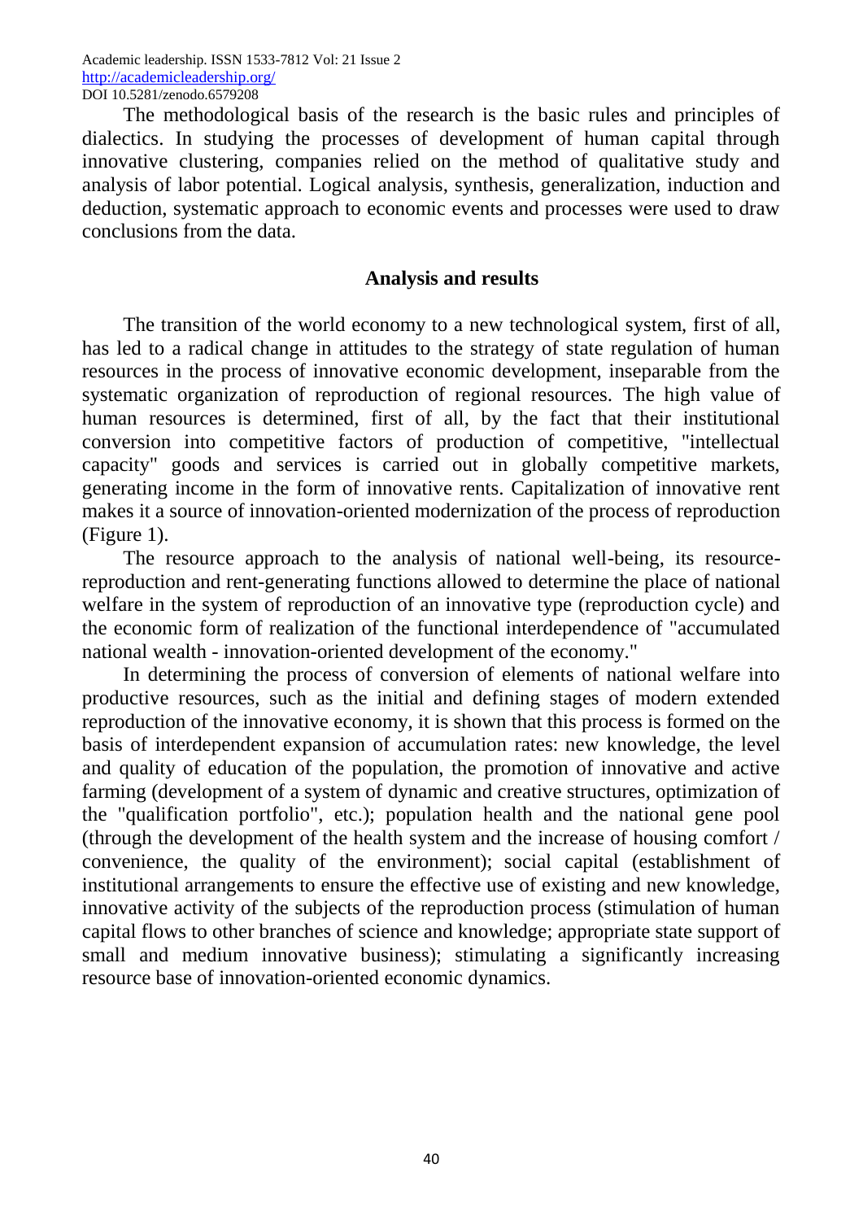The methodological basis of the research is the basic rules and principles of dialectics. In studying the processes of development of human capital through innovative clustering, companies relied on the method of qualitative study and analysis of labor potential. Logical analysis, synthesis, generalization, induction and deduction, systematic approach to economic events and processes were used to draw conclusions from the data.

## Analysis and results

The transition of the world economy to a new technological system, first of all, has led to a radical change in attitudes to the strategy of state regulation of human resources in the process of innovative economic development, inseparable from the systematic organization of reproduction of regional resources. The high value of human resources is determined, first of all, by the fact that their institutional conversion into competitive factors of production of competitive, "intellectual capacity" goods and services is carried out in globally competitive markets, generating income in the form of innovative rents. Capitalization of innovative rent makes it a source of innovation-oriented modernization of the process of reproduction (Figure 1).

The resource approach to the analysis of national well-being, its resource-reproduction and rent-generating functions allowed to determine the place of national welfare in the system of reproduction of an innovative type (reproduction cycle) and the economic form of realization of the functional interdependence of "accumulated national wealth - innovation-oriented development of the economy."

In determining the process of conversion of elements of national welfare into productive resources, such as the initial and defining stages of modern extended reproduction of the innovative economy, it is shown that this process is formed on the basis of interdependent expansion of accumulation rates: new knowledge, the level and quality of education of the population, the promotion of innovative and active farming (development of a system of dynamic and creative structures, optimization of the "qualification portfolio", etc.); population health and the national gene pool (through the development of the health system and the increase of housing comfort / convenience, the quality of the environment); social capital (establishment of institutional arrangements to ensure the effective use of existing and new knowledge, innovative activity of the subjects of the reproduction process (stimulation of human capital flows to other branches of science and knowledge; appropriate state support of small and medium innovative business); stimulating a significantly increasing resource base of innovation-oriented economic dynamics.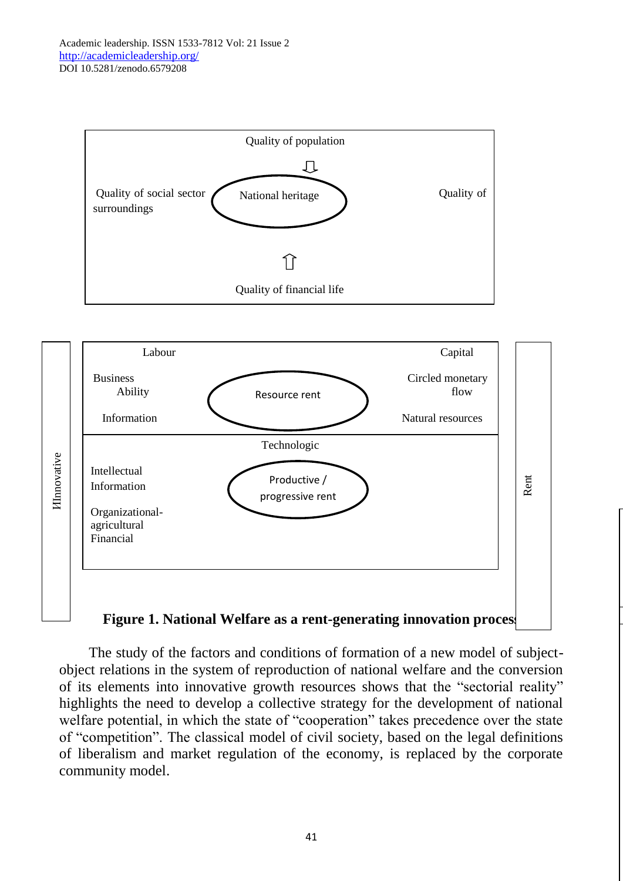Quality of population

Quality of social sector surroundings — National heritage — Quality of

Quality of financial life

ИInnovative

Labour | Capital

Business Ability | Resource rent | Circled monetary flow

Information | Natural resources

Technologic

Intellectual
Information
Organizational-agricultural
Financial

Productive / progressive rent

Rent

**Figure 1. National Welfare as a rent-generating innovation process**

The study of the factors and conditions of formation of a new model of subject-object relations in the system of reproduction of national welfare and the conversion of its elements into innovative growth resources shows that the "sectorial reality" highlights the need to develop a collective strategy for the development of national welfare potential, in which the state of "cooperation" takes precedence over the state of "competition". The classical model of civil society, based on the legal definitions of liberalism and market regulation of the economy, is replaced by the corporate community model.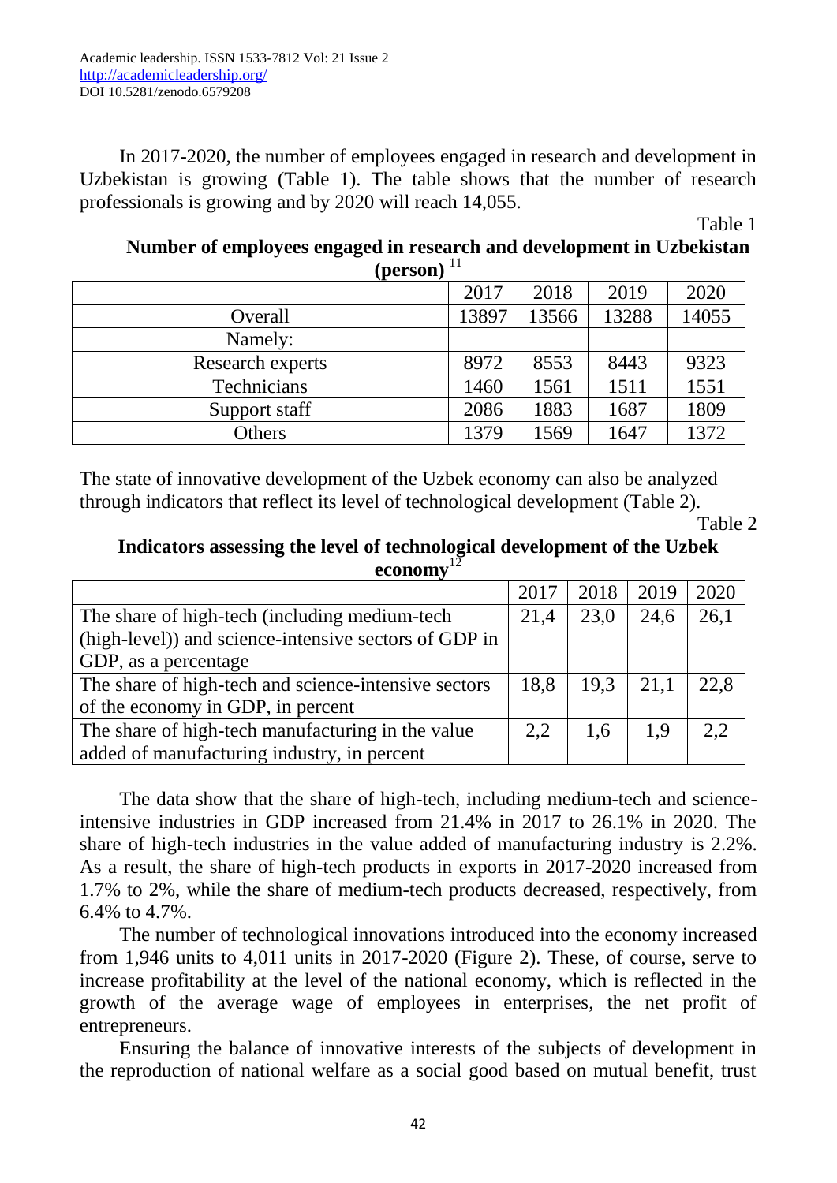In 2017-2020, the number of employees engaged in research and development in Uzbekistan is growing (Table 1). The table shows that the number of research professionals is growing and by 2020 will reach 14,055.

Table 1

**Number of employees engaged in research and development in Uzbekistan (person)** [11]

| | 2017 | 2018 | 2019 | 2020 |
|---|---|---|---|---|
| Overall | 13897 | 13566 | 13288 | 14055 |
| Namely: | | | | |
| Research experts | 8972 | 8553 | 8443 | 9323 |
| Technicians | 1460 | 1561 | 1511 | 1551 |
| Support staff | 2086 | 1883 | 1687 | 1809 |
| Others | 1379 | 1569 | 1647 | 1372 |

The state of innovative development of the Uzbek economy can also be analyzed through indicators that reflect its level of technological development (Table 2).

Table 2

**Indicators assessing the level of technological development of the Uzbek economy** [12]

| | 2017 | 2018 | 2019 | 2020 |
|---|---|---|---|---|
| The share of high-tech (including medium-tech (high-level)) and science-intensive sectors of GDP in GDP, as a percentage | 21,4 | 23,0 | 24,6 | 26,1 |
| The share of high-tech and science-intensive sectors of the economy in GDP, in percent | 18,8 | 19,3 | 21,1 | 22,8 |
| The share of high-tech manufacturing in the value added of manufacturing industry, in percent | 2,2 | 1,6 | 1,9 | 2,2 |

The data show that the share of high-tech, including medium-tech and science-intensive industries in GDP increased from 21.4% in 2017 to 26.1% in 2020. The share of high-tech industries in the value added of manufacturing industry is 2.2%. As a result, the share of high-tech products in exports in 2017-2020 increased from 1.7% to 2%, while the share of medium-tech products decreased, respectively, from 6.4% to 4.7%.

The number of technological innovations introduced into the economy increased from 1,946 units to 4,011 units in 2017-2020 (Figure 2). These, of course, serve to increase profitability at the level of the national economy, which is reflected in the growth of the average wage of employees in enterprises, the net profit of entrepreneurs.

Ensuring the balance of innovative interests of the subjects of development in the reproduction of national welfare as a social good based on mutual benefit, trust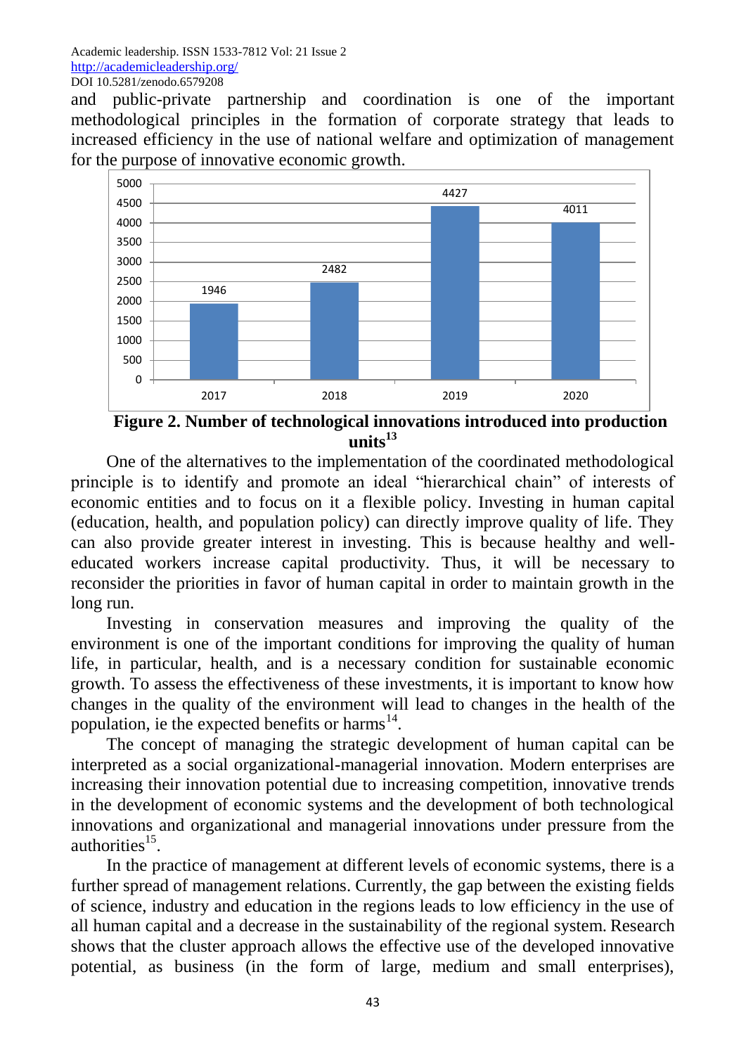and public-private partnership and coordination is one of the important methodological principles in the formation of corporate strategy that leads to increased efficiency in the use of national welfare and optimization of management for the purpose of innovative economic growth.

| Year | Number |
|---|---|
| 2017 | 1946 |
| 2018 | 2482 |
| 2019 | 4427 |
| 2020 | 4011 |

**Figure 2. Number of technological innovations introduced into production units[13]**

One of the alternatives to the implementation of the coordinated methodological principle is to identify and promote an ideal "hierarchical chain" of interests of economic entities and to focus on it a flexible policy. Investing in human capital (education, health, and population policy) can directly improve quality of life. They can also provide greater interest in investing. This is because healthy and well-educated workers increase capital productivity. Thus, it will be necessary to reconsider the priorities in favor of human capital in order to maintain growth in the long run.

Investing in conservation measures and improving the quality of the environment is one of the important conditions for improving the quality of human life, in particular, health, and is a necessary condition for sustainable economic growth. To assess the effectiveness of these investments, it is important to know how changes in the quality of the environment will lead to changes in the health of the population, ie the expected benefits or harms[14].

The concept of managing the strategic development of human capital can be interpreted as a social organizational-managerial innovation. Modern enterprises are increasing their innovation potential due to increasing competition, innovative trends in the development of economic systems and the development of both technological innovations and organizational and managerial innovations under pressure from the authorities[15].

In the practice of management at different levels of economic systems, there is a further spread of management relations. Currently, the gap between the existing fields of science, industry and education in the regions leads to low efficiency in the use of all human capital and a decrease in the sustainability of the regional system. Research shows that the cluster approach allows the effective use of the developed innovative potential, as business (in the form of large, medium and small enterprises),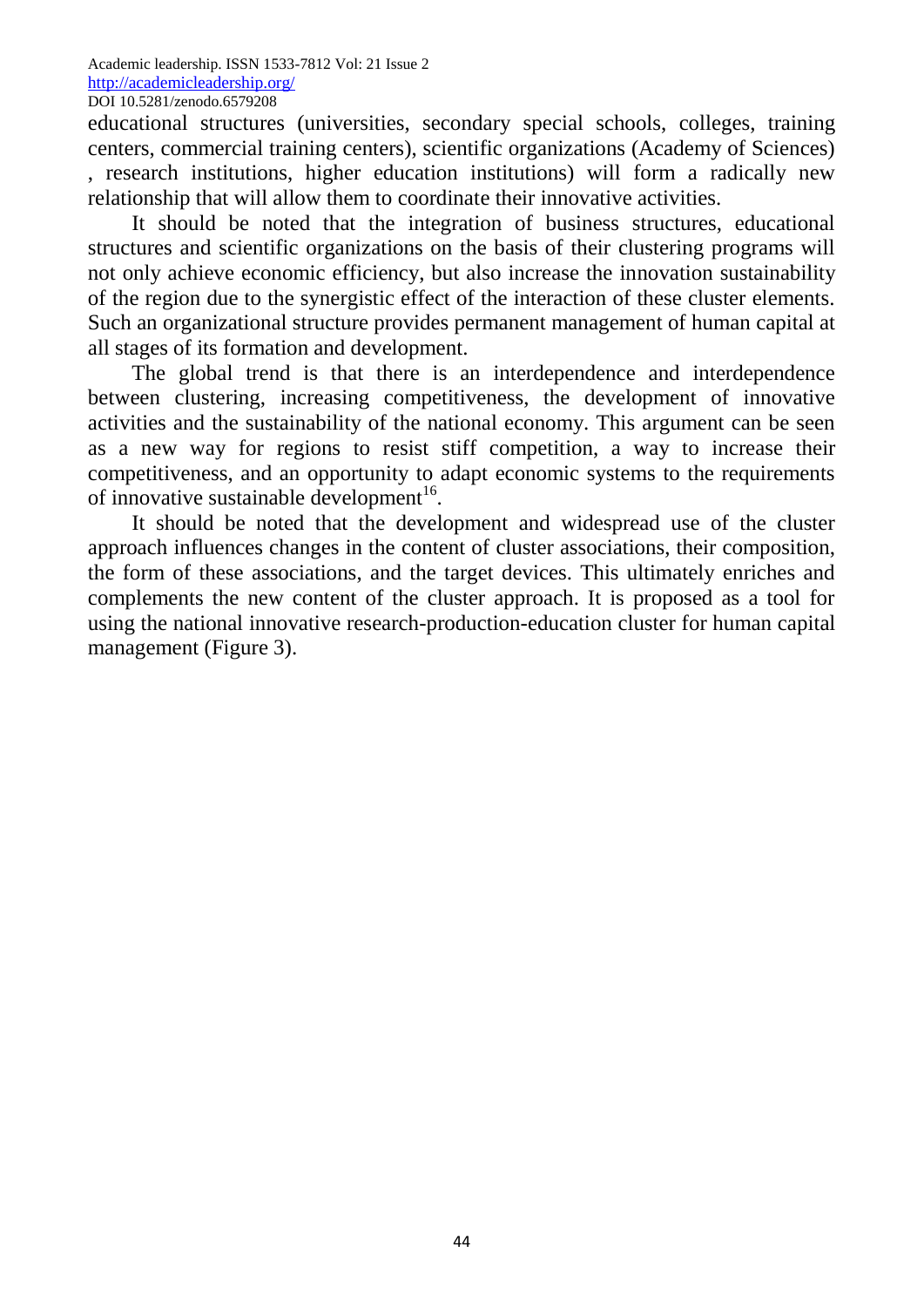educational structures (universities, secondary special schools, colleges, training centers, commercial training centers), scientific organizations (Academy of Sciences) , research institutions, higher education institutions) will form a radically new relationship that will allow them to coordinate their innovative activities.

It should be noted that the integration of business structures, educational structures and scientific organizations on the basis of their clustering programs will not only achieve economic efficiency, but also increase the innovation sustainability of the region due to the synergistic effect of the interaction of these cluster elements. Such an organizational structure provides permanent management of human capital at all stages of its formation and development.

The global trend is that there is an interdependence and interdependence between clustering, increasing competitiveness, the development of innovative activities and the sustainability of the national economy. This argument can be seen as a new way for regions to resist stiff competition, a way to increase their competitiveness, and an opportunity to adapt economic systems to the requirements of innovative sustainable development[16].

It should be noted that the development and widespread use of the cluster approach influences changes in the content of cluster associations, their composition, the form of these associations, and the target devices. This ultimately enriches and complements the new content of the cluster approach. It is proposed as a tool for using the national innovative research-production-education cluster for human capital management (Figure 3).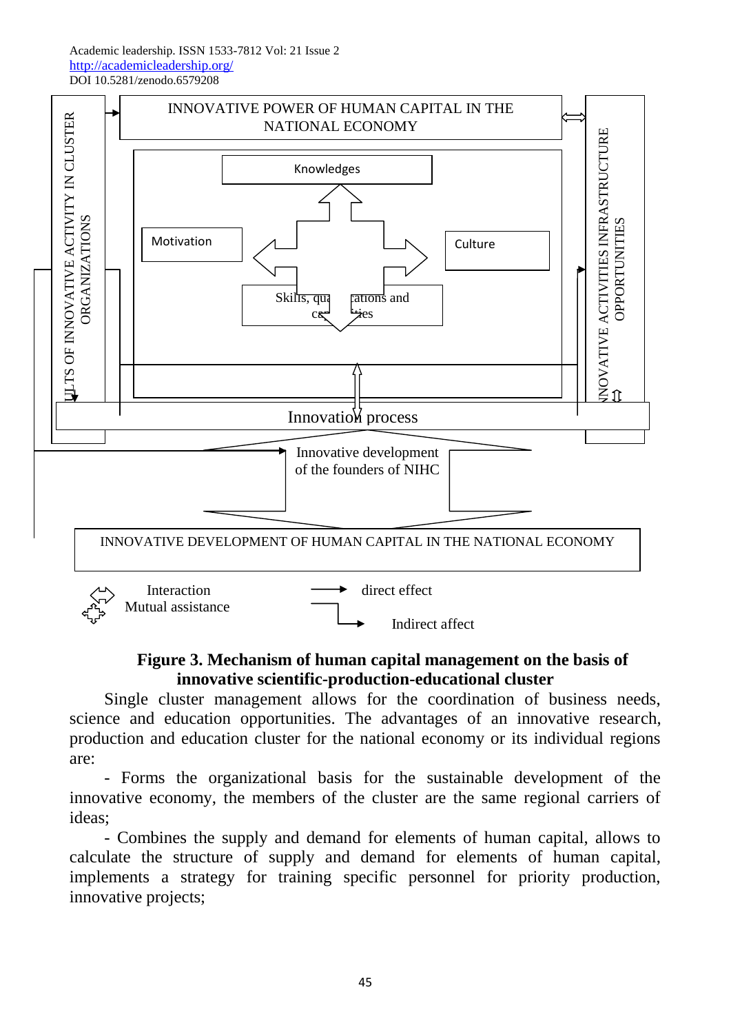INNOVATIVE POWER OF HUMAN CAPITAL IN THE NATIONAL ECONOMY

RESULTS OF INNOVATIVE ACTIVITY IN CLUSTER ORGANIZATIONS

INNOVATIVE ACTIVITIES INFRASTRUCTURE OPPORTUNITIES

Knowledges

Motivation

Culture

Skills, qualifications and capabilities

Innovation process

Innovative development of the founders of NIHC

INNOVATIVE DEVELOPMENT OF HUMAN CAPITAL IN THE NATIONAL ECONOMY

Interaction
Mutual assistance

direct effect

Indirect affect

**Figure 3. Mechanism of human capital management on the basis of innovative scientific-production-educational cluster**

Single cluster management allows for the coordination of business needs, science and education opportunities. The advantages of an innovative research, production and education cluster for the national economy or its individual regions are:

- Forms the organizational basis for the sustainable development of the innovative economy, the members of the cluster are the same regional carriers of ideas;

- Combines the supply and demand for elements of human capital, allows to calculate the structure of supply and demand for elements of human capital, implements a strategy for training specific personnel for priority production, innovative projects;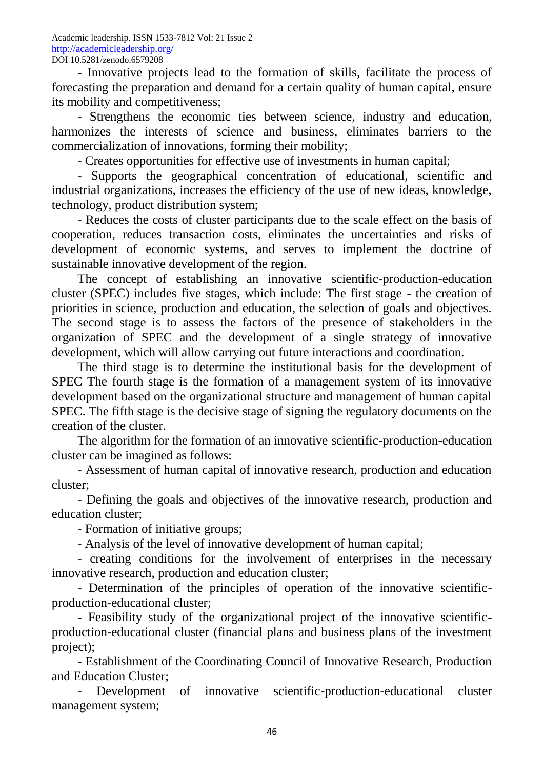- Innovative projects lead to the formation of skills, facilitate the process of forecasting the preparation and demand for a certain quality of human capital, ensure its mobility and competitiveness;

- Strengthens the economic ties between science, industry and education, harmonizes the interests of science and business, eliminates barriers to the commercialization of innovations, forming their mobility;

- Creates opportunities for effective use of investments in human capital;

- Supports the geographical concentration of educational, scientific and industrial organizations, increases the efficiency of the use of new ideas, knowledge, technology, product distribution system;

- Reduces the costs of cluster participants due to the scale effect on the basis of cooperation, reduces transaction costs, eliminates the uncertainties and risks of development of economic systems, and serves to implement the doctrine of sustainable innovative development of the region.

The concept of establishing an innovative scientific-production-education cluster (SPEC) includes five stages, which include: The first stage - the creation of priorities in science, production and education, the selection of goals and objectives. The second stage is to assess the factors of the presence of stakeholders in the organization of SPEC and the development of a single strategy of innovative development, which will allow carrying out future interactions and coordination.

The third stage is to determine the institutional basis for the development of SPEC The fourth stage is the formation of a management system of its innovative development based on the organizational structure and management of human capital SPEC. The fifth stage is the decisive stage of signing the regulatory documents on the creation of the cluster.

The algorithm for the formation of an innovative scientific-production-education cluster can be imagined as follows:

- Assessment of human capital of innovative research, production and education cluster;

- Defining the goals and objectives of the innovative research, production and education cluster;

- Formation of initiative groups;

- Analysis of the level of innovative development of human capital;

- creating conditions for the involvement of enterprises in the necessary innovative research, production and education cluster;

- Determination of the principles of operation of the innovative scientific-production-educational cluster;

- Feasibility study of the organizational project of the innovative scientific-production-educational cluster (financial plans and business plans of the investment project);

- Establishment of the Coordinating Council of Innovative Research, Production and Education Cluster;

- Development of innovative scientific-production-educational cluster management system;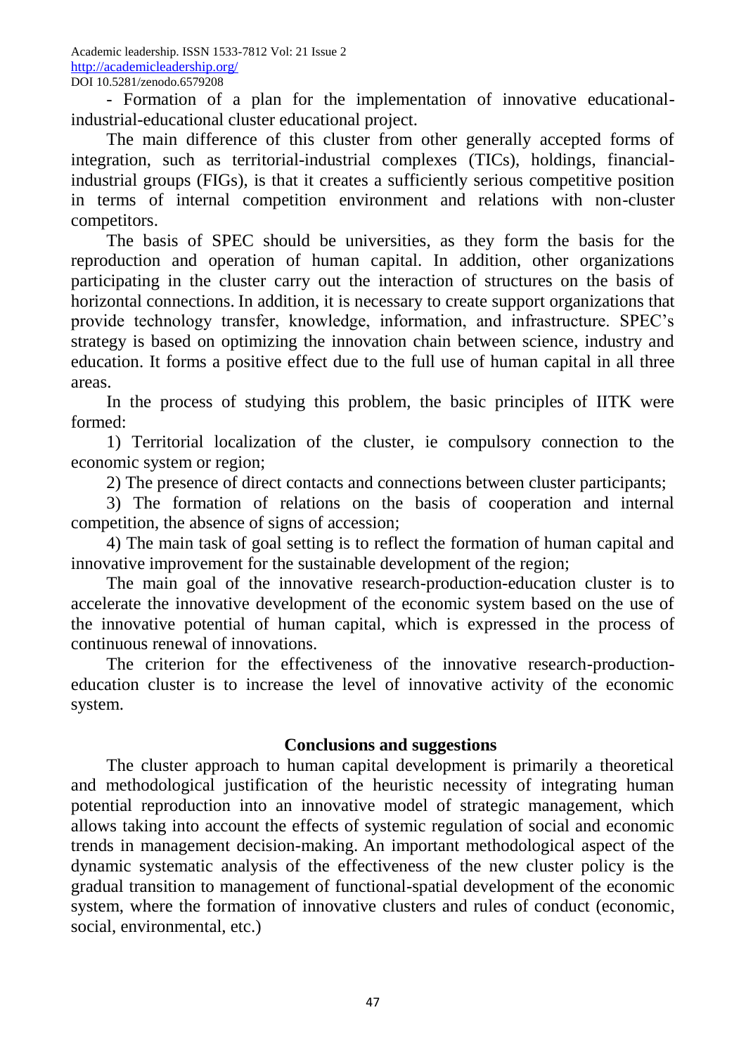- Formation of a plan for the implementation of innovative educational-industrial-educational cluster educational project.

The main difference of this cluster from other generally accepted forms of integration, such as territorial-industrial complexes (TICs), holdings, financial-industrial groups (FIGs), is that it creates a sufficiently serious competitive position in terms of internal competition environment and relations with non-cluster competitors.

The basis of SPEC should be universities, as they form the basis for the reproduction and operation of human capital. In addition, other organizations participating in the cluster carry out the interaction of structures on the basis of horizontal connections. In addition, it is necessary to create support organizations that provide technology transfer, knowledge, information, and infrastructure. SPEC's strategy is based on optimizing the innovation chain between science, industry and education. It forms a positive effect due to the full use of human capital in all three areas.

In the process of studying this problem, the basic principles of IITK were formed:

1) Territorial localization of the cluster, ie compulsory connection to the economic system or region;

2) The presence of direct contacts and connections between cluster participants;

3) The formation of relations on the basis of cooperation and internal competition, the absence of signs of accession;

4) The main task of goal setting is to reflect the formation of human capital and innovative improvement for the sustainable development of the region;

The main goal of the innovative research-production-education cluster is to accelerate the innovative development of the economic system based on the use of the innovative potential of human capital, which is expressed in the process of continuous renewal of innovations.

The criterion for the effectiveness of the innovative research-production-education cluster is to increase the level of innovative activity of the economic system.

## Conclusions and suggestions

The cluster approach to human capital development is primarily a theoretical and methodological justification of the heuristic necessity of integrating human potential reproduction into an innovative model of strategic management, which allows taking into account the effects of systemic regulation of social and economic trends in management decision-making. An important methodological aspect of the dynamic systematic analysis of the effectiveness of the new cluster policy is the gradual transition to management of functional-spatial development of the economic system, where the formation of innovative clusters and rules of conduct (economic, social, environmental, etc.)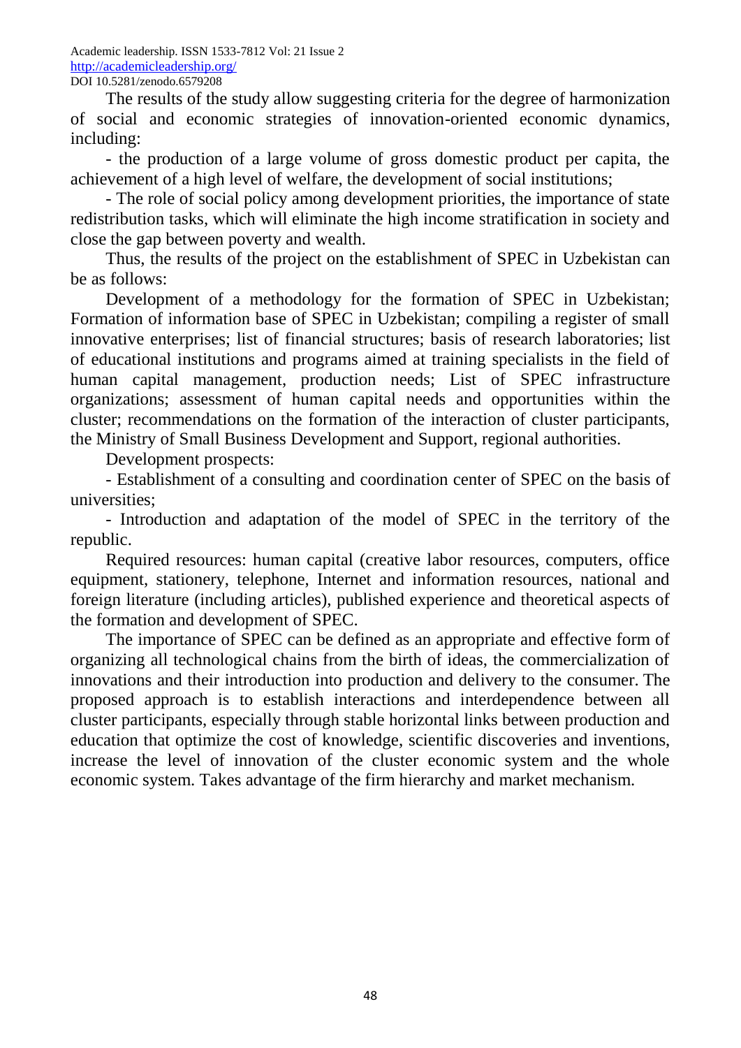The results of the study allow suggesting criteria for the degree of harmonization of social and economic strategies of innovation-oriented economic dynamics, including:

- the production of a large volume of gross domestic product per capita, the achievement of a high level of welfare, the development of social institutions;
- The role of social policy among development priorities, the importance of state redistribution tasks, which will eliminate the high income stratification in society and close the gap between poverty and wealth.

Thus, the results of the project on the establishment of SPEC in Uzbekistan can be as follows:

Development of a methodology for the formation of SPEC in Uzbekistan; Formation of information base of SPEC in Uzbekistan; compiling a register of small innovative enterprises; list of financial structures; basis of research laboratories; list of educational institutions and programs aimed at training specialists in the field of human capital management, production needs; List of SPEC infrastructure organizations; assessment of human capital needs and opportunities within the cluster; recommendations on the formation of the interaction of cluster participants, the Ministry of Small Business Development and Support, regional authorities.

Development prospects:

- Establishment of a consulting and coordination center of SPEC on the basis of universities;
- Introduction and adaptation of the model of SPEC in the territory of the republic.

Required resources: human capital (creative labor resources, computers, office equipment, stationery, telephone, Internet and information resources, national and foreign literature (including articles), published experience and theoretical aspects of the formation and development of SPEC.

The importance of SPEC can be defined as an appropriate and effective form of organizing all technological chains from the birth of ideas, the commercialization of innovations and their introduction into production and delivery to the consumer. The proposed approach is to establish interactions and interdependence between all cluster participants, especially through stable horizontal links between production and education that optimize the cost of knowledge, scientific discoveries and inventions, increase the level of innovation of the cluster economic system and the whole economic system. Takes advantage of the firm hierarchy and market mechanism.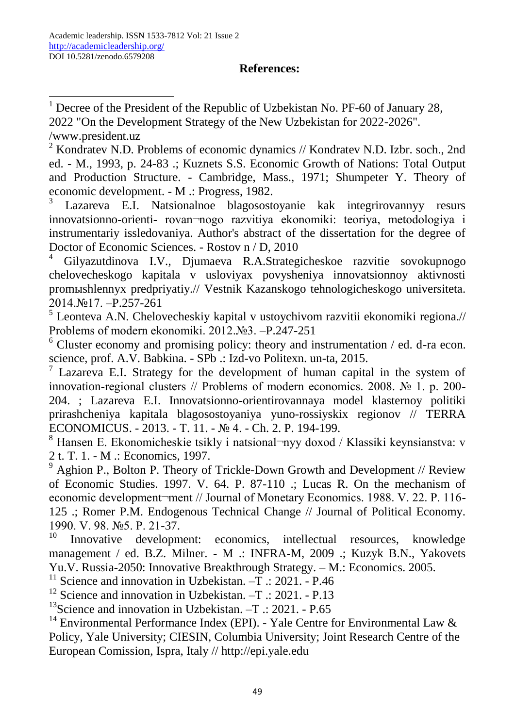## References:

[1] Decree of the President of the Republic of Uzbekistan No. PF-60 of January 28, 2022 "On the Development Strategy of the New Uzbekistan for 2022-2026". /www.president.uz

[2] Kondratev N.D. Problems of economic dynamics // Kondratev N.D. Izbr. soch., 2nd ed. - M., 1993, p. 24-83 .; Kuznets S.S. Economic Growth of Nations: Total Output and Production Structure. - Cambridge, Mass., 1971; Shumpeter Y. Theory of economic development. - M .: Progress, 1982.

[3] Lazareva E.I. Natsionalnoe blagosostoyanie kak integrirovannyy resurs innovatsionno-orienti- rovan¬nogo razvitiya ekonomiki: teoriya, metodologiya i instrumentariy issledovaniya. Author's abstract of the dissertation for the degree of Doctor of Economic Sciences. - Rostov n / D, 2010

[4] Gilyazutdinova I.V., Djumaeva R.A.Strategicheskoe razvitie sovokupnogo chelovecheskogo kapitala v usloviyax povysheniya innovatsionnoy aktivnosti promыshlennyx predpriyatiy.// Vestnik Kazanskogo tehnologicheskogo universiteta. 2014.№17. –P.257-261

[5] Leonteva A.N. Chelovecheskiy kapital v ustoychivom razvitii ekonomiki regiona.// Problems of modern ekonomiki. 2012.№3. –P.247-251

[6] Cluster economy and promising policy: theory and instrumentation / ed. d-ra econ. science, prof. A.V. Babkina. - SPb .: Izd-vo Politexn. un-ta, 2015.

[7] Lazareva E.I. Strategy for the development of human capital in the system of innovation-regional clusters // Problems of modern economics. 2008. № 1. p. 200-204. ; Lazareva E.I. Innovatsionno-orientirovannaya model klasternoy politiki prirashcheniya kapitala blagosostoyaniya yuno-rossiyskix regionov // TERRA ECONOMICUS. - 2013. - T. 11. - № 4. - Ch. 2. P. 194-199.

[8] Hansen E. Ekonomicheskie tsikly i natsional¬nyy doxod / Klassiki keynsianstva: v 2 t. T. 1. - M .: Economics, 1997.

[9] Aghion P., Bolton P. Theory of Trickle-Down Growth and Development // Review of Economic Studies. 1997. V. 64. P. 87-110 .; Lucas R. On the mechanism of economic development¬ment // Journal of Monetary Economics. 1988. V. 22. P. 116-125 .; Romer P.M. Endogenous Technical Change // Journal of Political Economy. 1990. V. 98. №5. P. 21-37.

[10] Innovative development: economics, intellectual resources, knowledge management / ed. B.Z. Milner. - M .: INFRA-M, 2009 .; Kuzyk B.N., Yakovets Yu.V. Russia-2050: Innovative Breakthrough Strategy. – M.: Economics. 2005.

[11] Science and innovation in Uzbekistan. –T .: 2021. - P.46

[12] Science and innovation in Uzbekistan. –T .: 2021. - P.13

[13] Science and innovation in Uzbekistan. –T .: 2021. - P.65

[14] Environmental Performance Index (EPI). - Yale Centre for Environmental Law & Policy, Yale University; CIESIN, Columbia University; Joint Research Centre of the European Comission, Ispra, Italy // http://epi.yale.edu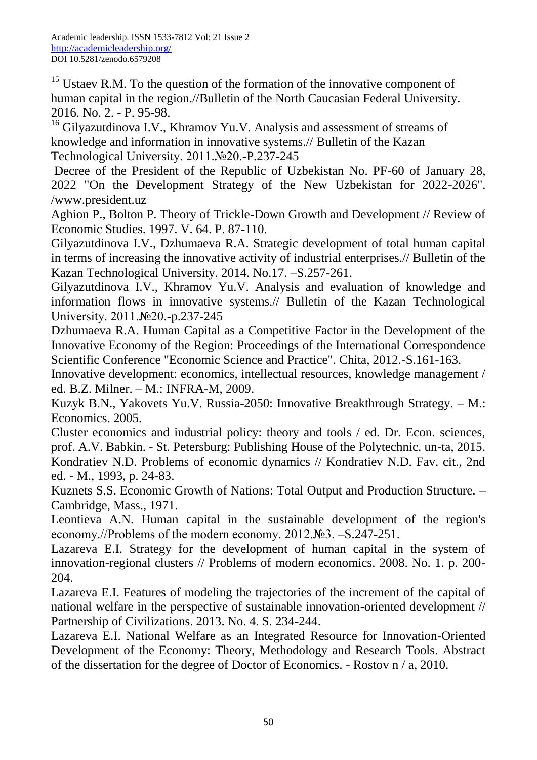[15] Ustaev R.M. To the question of the formation of the innovative component of human capital in the region.//Bulletin of the North Caucasian Federal University. 2016. No. 2. - P. 95-98.

[16] Gilyazutdinova I.V., Khramov Yu.V. Analysis and assessment of streams of knowledge and information in innovative systems.// Bulletin of the Kazan Technological University. 2011.№20.-P.237-245

Decree of the President of the Republic of Uzbekistan No. PF-60 of January 28, 2022 "On the Development Strategy of the New Uzbekistan for 2022-2026". /www.president.uz

Aghion P., Bolton P. Theory of Trickle-Down Growth and Development // Review of Economic Studies. 1997. V. 64. P. 87-110.

Gilyazutdinova I.V., Dzhumaeva R.A. Strategic development of total human capital in terms of increasing the innovative activity of industrial enterprises.// Bulletin of the Kazan Technological University. 2014. No.17. –S.257-261.

Gilyazutdinova I.V., Khramov Yu.V. Analysis and evaluation of knowledge and information flows in innovative systems.// Bulletin of the Kazan Technological University. 2011.№20.-p.237-245

Dzhumaeva R.A. Human Capital as a Competitive Factor in the Development of the Innovative Economy of the Region: Proceedings of the International Correspondence Scientific Conference "Economic Science and Practice". Chita, 2012.-S.161-163.

Innovative development: economics, intellectual resources, knowledge management / ed. B.Z. Milner. – M.: INFRA-M, 2009.

Kuzyk B.N., Yakovets Yu.V. Russia-2050: Innovative Breakthrough Strategy. – M.: Economics. 2005.

Cluster economics and industrial policy: theory and tools / ed. Dr. Econ. sciences, prof. A.V. Babkin. - St. Petersburg: Publishing House of the Polytechnic. un-ta, 2015.

Kondratiev N.D. Problems of economic dynamics // Kondratiev N.D. Fav. cit., 2nd ed. - M., 1993, p. 24-83.

Kuznets S.S. Economic Growth of Nations: Total Output and Production Structure. – Cambridge, Mass., 1971.

Leontieva A.N. Human capital in the sustainable development of the region's economy.//Problems of the modern economy. 2012.№3. –S.247-251.

Lazareva E.I. Strategy for the development of human capital in the system of innovation-regional clusters // Problems of modern economics. 2008. No. 1. p. 200-204.

Lazareva E.I. Features of modeling the trajectories of the increment of the capital of national welfare in the perspective of sustainable innovation-oriented development // Partnership of Civilizations. 2013. No. 4. S. 234-244.

Lazareva E.I. National Welfare as an Integrated Resource for Innovation-Oriented Development of the Economy: Theory, Methodology and Research Tools. Abstract of the dissertation for the degree of Doctor of Economics. - Rostov n / a, 2010.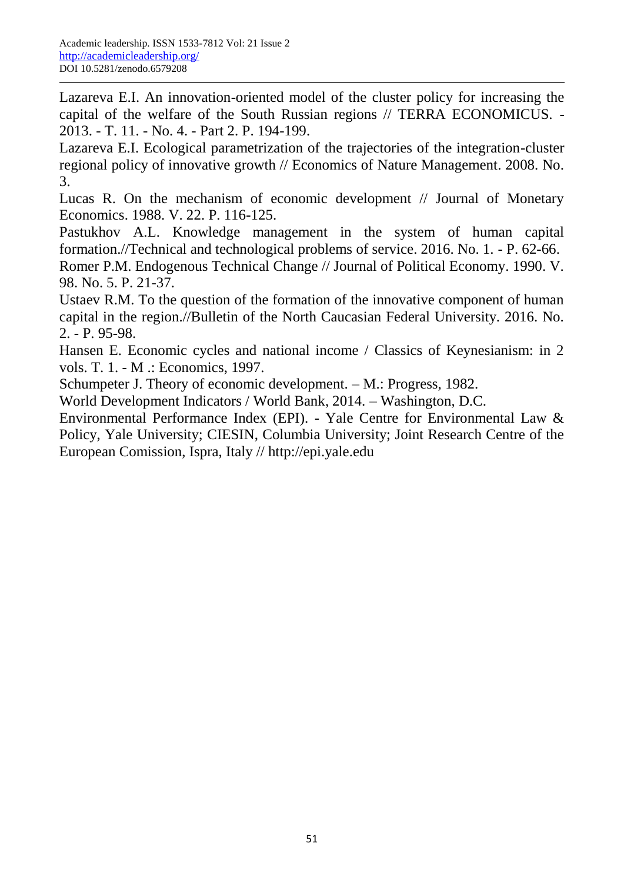Lazareva E.I. An innovation-oriented model of the cluster policy for increasing the capital of the welfare of the South Russian regions // TERRA ECONOMICUS. - 2013. - T. 11. - No. 4. - Part 2. P. 194-199.

Lazareva E.I. Ecological parametrization of the trajectories of the integration-cluster regional policy of innovative growth // Economics of Nature Management. 2008. No. 3.

Lucas R. On the mechanism of economic development // Journal of Monetary Economics. 1988. V. 22. P. 116-125.

Pastukhov A.L. Knowledge management in the system of human capital formation.//Technical and technological problems of service. 2016. No. 1. - P. 62-66.

Romer P.M. Endogenous Technical Change // Journal of Political Economy. 1990. V. 98. No. 5. P. 21-37.

Ustaev R.M. To the question of the formation of the innovative component of human capital in the region.//Bulletin of the North Caucasian Federal University. 2016. No. 2. - P. 95-98.

Hansen E. Economic cycles and national income / Classics of Keynesianism: in 2 vols. T. 1. - M .: Economics, 1997.

Schumpeter J. Theory of economic development. – M.: Progress, 1982.

World Development Indicators / World Bank, 2014. – Washington, D.C.

Environmental Performance Index (EPI). - Yale Centre for Environmental Law & Policy, Yale University; CIESIN, Columbia University; Joint Research Centre of the European Comission, Ispra, Italy // http://epi.yale.edu